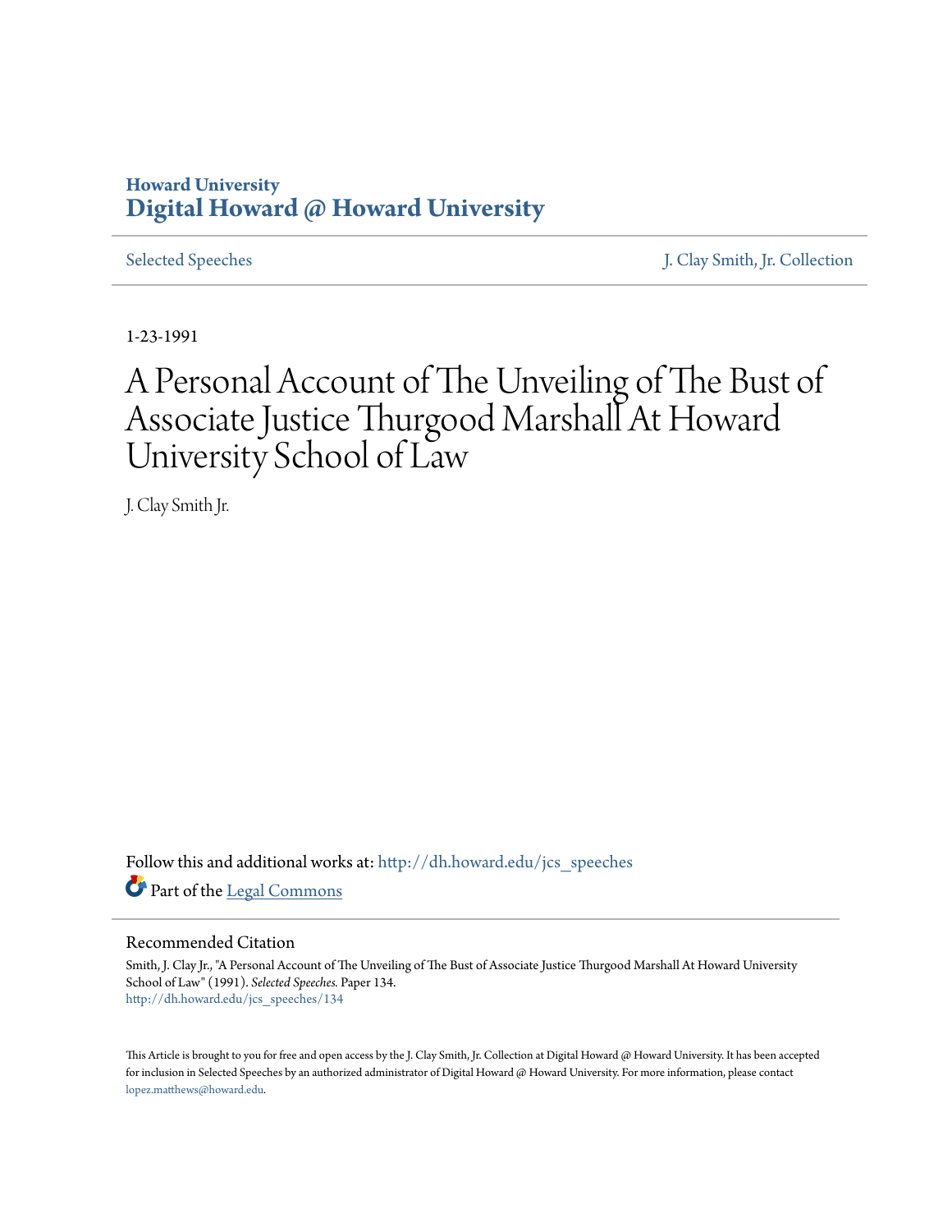Howard University
**Digital Howard @ Howard University**

Selected Speeches | J. Clay Smith, Jr. Collection

1-23-1991

# A Personal Account of The Unveiling of The Bust of Associate Justice Thurgood Marshall At Howard University School of Law

J. Clay Smith Jr.

Follow this and additional works at: http://dh.howard.edu/jcs_speeches

Part of the Legal Commons

## Recommended Citation

Smith, J. Clay Jr., "A Personal Account of The Unveiling of The Bust of Associate Justice Thurgood Marshall At Howard University School of Law" (1991). *Selected Speeches.* Paper 134.
http://dh.howard.edu/jcs_speeches/134

This Article is brought to you for free and open access by the J. Clay Smith, Jr. Collection at Digital Howard @ Howard University. It has been accepted for inclusion in Selected Speeches by an authorized administrator of Digital Howard @ Howard University. For more information, please contact lopez.matthews@howard.edu.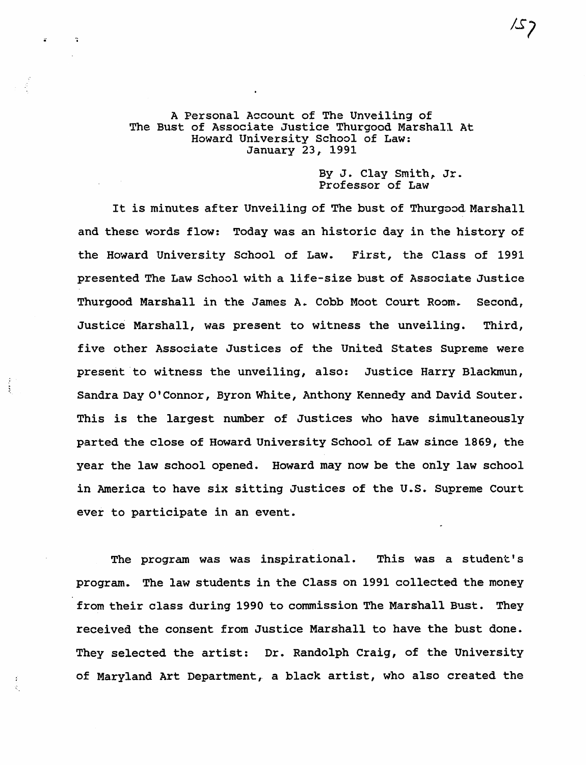A Personal Account of The Unveiling of
The Bust of Associate Justice Thurgood Marshall At
Howard University School of Law:
January 23, 1991

By J. Clay Smith, Jr.
Professor of Law

It is minutes after Unveiling of The bust of Thurgood Marshall and these words flow: Today was an historic day in the history of the Howard University School of Law. First, the Class of 1991 presented The Law School with a life-size bust of Associate Justice Thurgood Marshall in the James A. Cobb Moot Court Room. Second, Justice Marshall, was present to witness the unveiling. Third, five other Associate Justices of the United States Supreme were present to witness the unveiling, also: Justice Harry Blackmun, Sandra Day O'Connor, Byron White, Anthony Kennedy and David Souter. This is the largest number of Justices who have simultaneously parted the close of Howard University School of Law since 1869, the year the law school opened. Howard may now be the only law school in America to have six sitting Justices of the U.S. Supreme Court ever to participate in an event.

The program was was inspirational. This was a student's program. The law students in the Class on 1991 collected the money from their class during 1990 to commission The Marshall Bust. They received the consent from Justice Marshall to have the bust done. They selected the artist: Dr. Randolph Craig, of the University of Maryland Art Department, a black artist, who also created the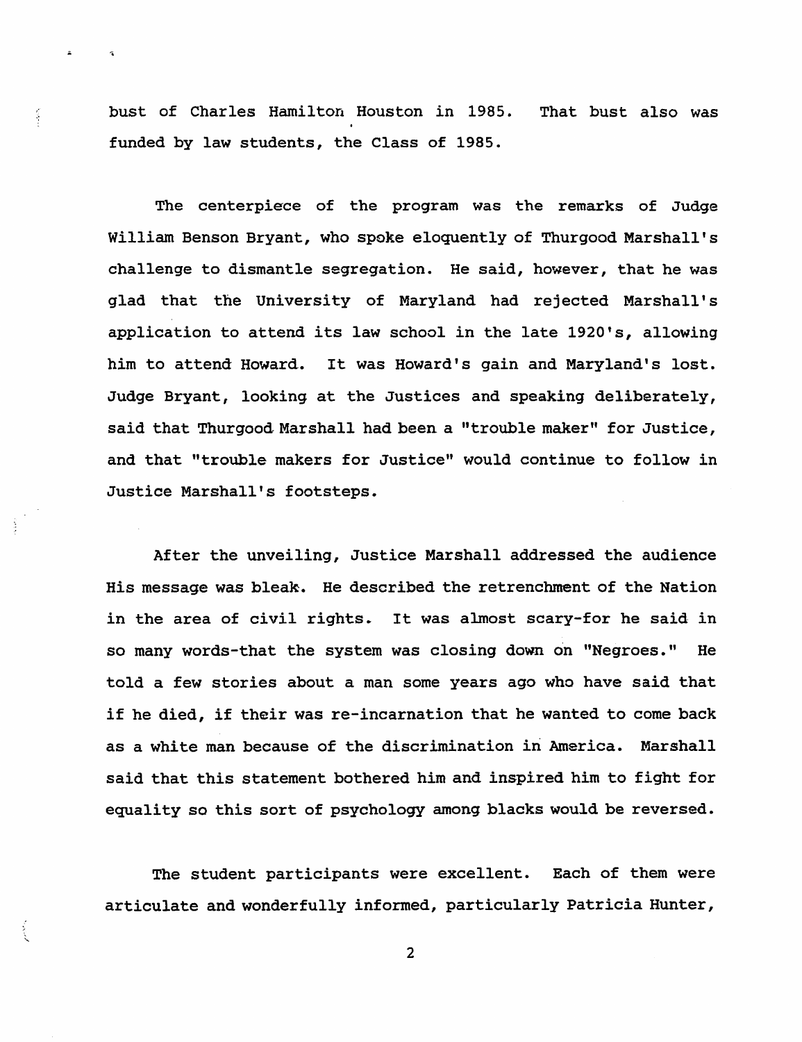bust of Charles Hamilton Houston in 1985. That bust also was funded by law students, the Class of 1985.

The centerpiece of the program was the remarks of Judge William Benson Bryant, who spoke eloquently of Thurgood Marshall's challenge to dismantle segregation. He said, however, that he was glad that the University of Maryland had rejected Marshall's application to attend its law school in the late 1920's, allowing him to attend Howard. It was Howard's gain and Maryland's lost. Judge Bryant, looking at the Justices and speaking deliberately, said that Thurgood Marshall had been a "trouble maker" for Justice, and that "trouble makers for Justice" would continue to follow in Justice Marshall's footsteps.

After the unveiling, Justice Marshall addressed the audience His message was bleak. He described the retrenchment of the Nation in the area of civil rights. It was almost scary-for he said in so many words-that the system was closing down on "Negroes." He told a few stories about a man some years ago who have said that if he died, if their was re-incarnation that he wanted to come back as a white man because of the discrimination in America. Marshall said that this statement bothered him and inspired him to fight for equality so this sort of psychology among blacks would be reversed.

The student participants were excellent. Each of them were articulate and wonderfully informed, particularly Patricia Hunter,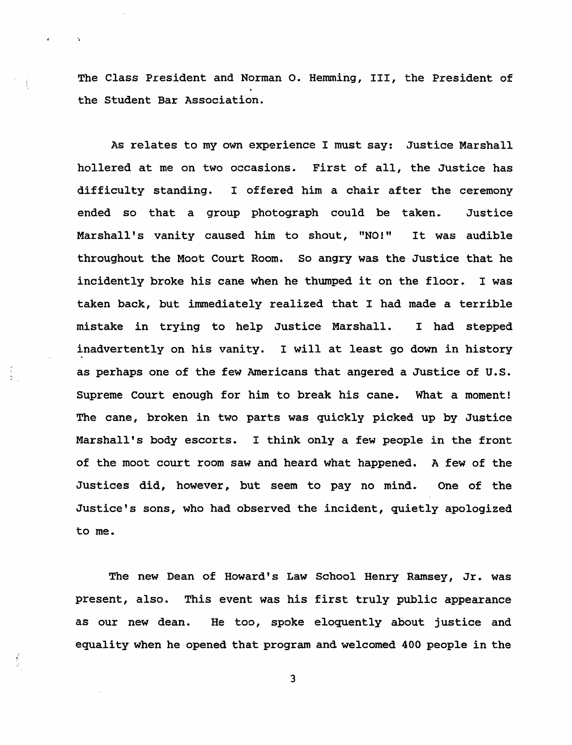The Class President and Norman O. Hemming, III, the President of the Student Bar Association.

As relates to my own experience I must say: Justice Marshall hollered at me on two occasions. First of all, the Justice has difficulty standing. I offered him a chair after the ceremony ended so that a group photograph could be taken. Justice Marshall's vanity caused him to shout, "NO!" It was audible throughout the Moot Court Room. So angry was the Justice that he incidently broke his cane when he thumped it on the floor. I was taken back, but immediately realized that I had made a terrible mistake in trying to help Justice Marshall. I had stepped inadvertently on his vanity. I will at least go down in history as perhaps one of the few Americans that angered a Justice of U.S. Supreme Court enough for him to break his cane. What a moment! The cane, broken in two parts was quickly picked up by Justice Marshall's body escorts. I think only a few people in the front of the moot court room saw and heard what happened. A few of the Justices did, however, but seem to pay no mind. One of the Justice's sons, who had observed the incident, quietly apologized to me.

The new Dean of Howard's Law School Henry Ramsey, Jr. was present, also. This event was his first truly public appearance as our new dean. He too, spoke eloquently about justice and equality when he opened that program and welcomed 400 people in the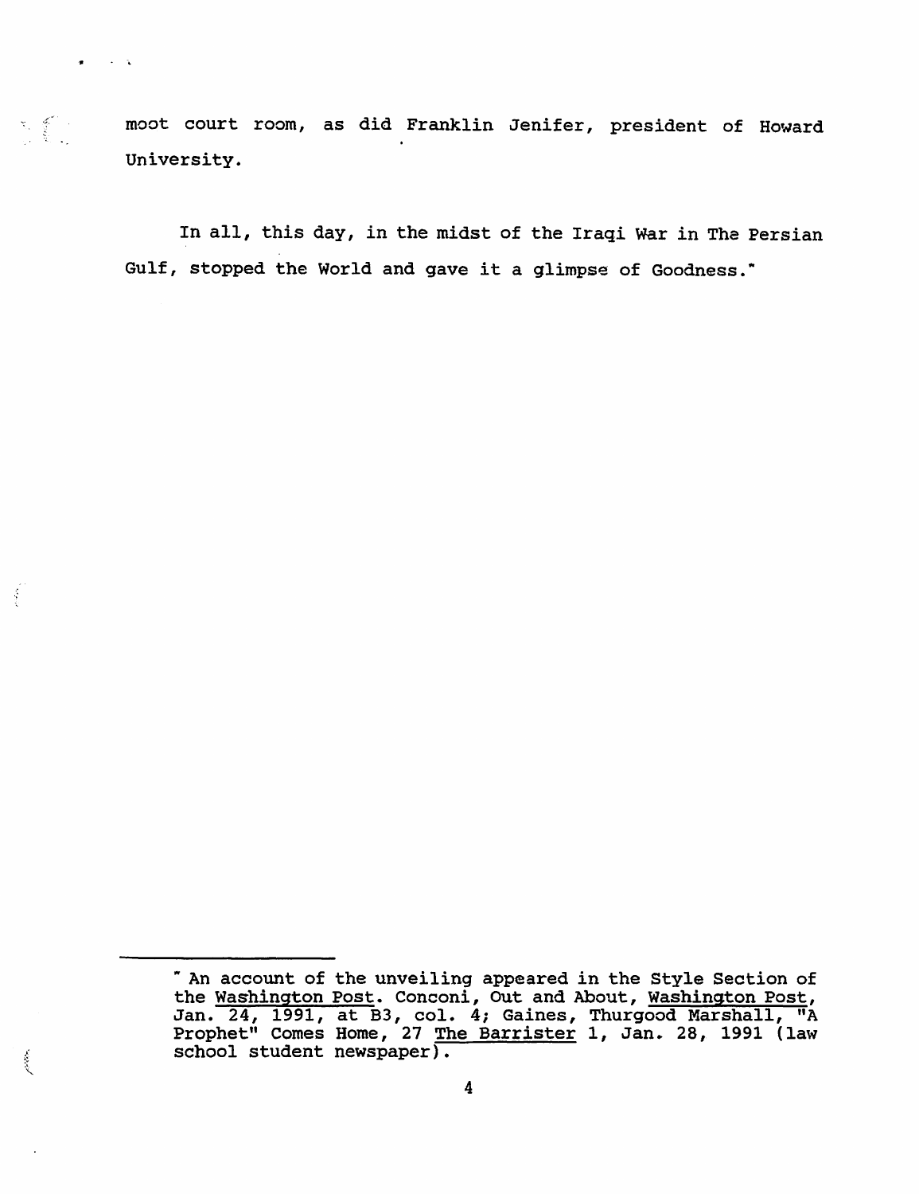moot court room, as did Franklin Jenifer, president of Howard University.

In all, this day, in the midst of the Iraqi War in The Persian Gulf, stopped the World and gave it a glimpse of Goodness.*

---

* An account of the unveiling appeared in the Style Section of the Washington Post. Conconi, Out and About, Washington Post, Jan. 24, 1991, at B3, col. 4; Gaines, Thurgood Marshall, "A Prophet" Comes Home, 27 The Barrister 1, Jan. 28, 1991 (law school student newspaper).